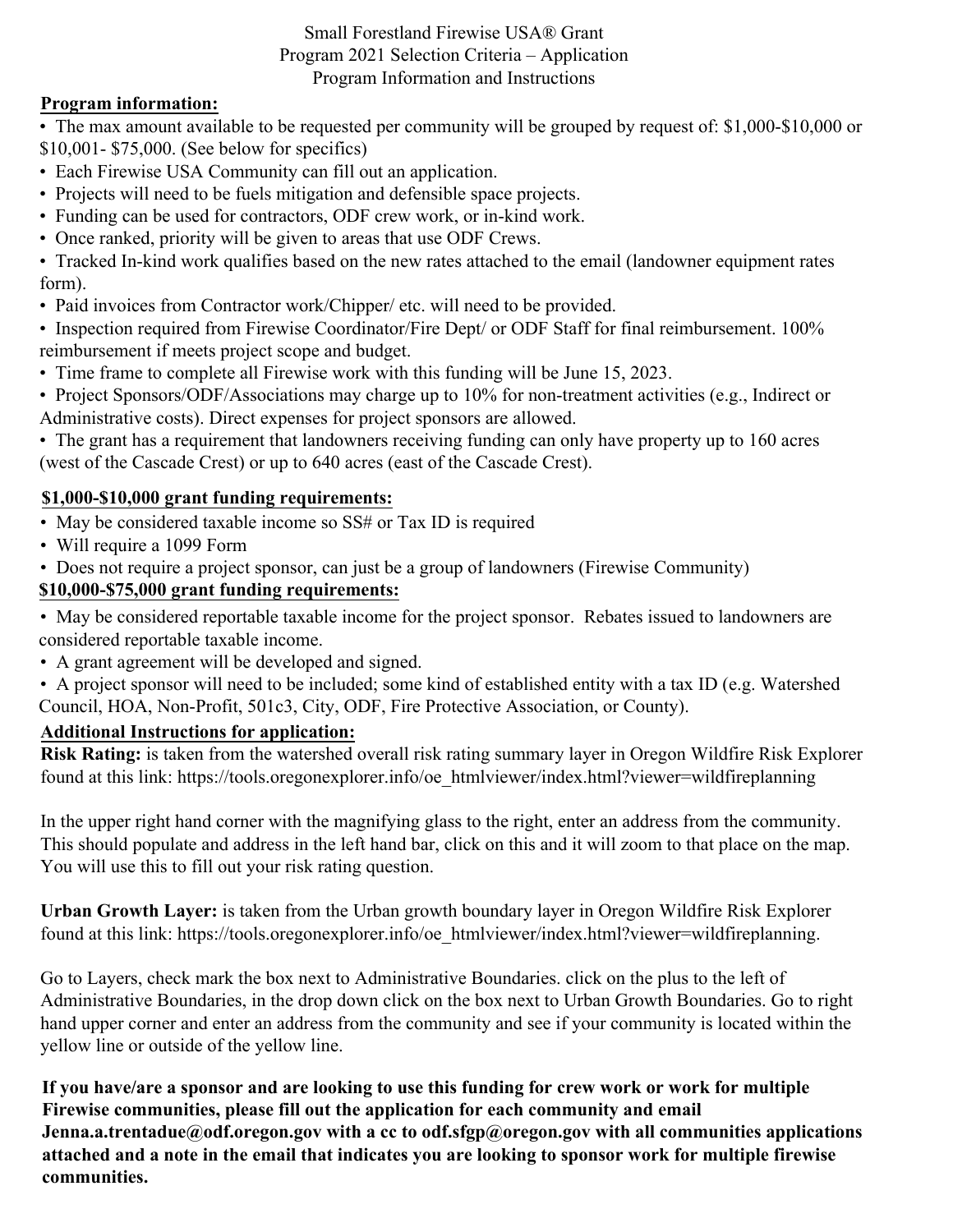# Small Forestland Firewise USA® Grant Program 2021 Selection Criteria – Application Program Information and Instructions

## Program information:

- The max amount available to be requested per community will be grouped by request of: $1,000-$10,000 or $10,001- $75,000. (See below for specifics)
- Each Firewise USA Community can fill out an application.
- Projects will need to be fuels mitigation and defensible space projects.
- Funding can be used for contractors, ODF crew work, or in-kind work.
- Once ranked, priority will be given to areas that use ODF Crews.
- Tracked In-kind work qualifies based on the new rates attached to the email (landowner equipment rates form).
- Paid invoices from Contractor work/Chipper/ etc. will need to be provided.
- Inspection required from Firewise Coordinator/Fire Dept/ or ODF Staff for final reimbursement. 100% reimbursement if meets project scope and budget.
- Time frame to complete all Firewise work with this funding will be June 15, 2023.
- Project Sponsors/ODF/Associations may charge up to 10% for non-treatment activities (e.g., Indirect or Administrative costs). Direct expenses for project sponsors are allowed.
- The grant has a requirement that landowners receiving funding can only have property up to 160 acres (west of the Cascade Crest) or up to 640 acres (east of the Cascade Crest).

## $1,000-$10,000 grant funding requirements:

- May be considered taxable income so SS# or Tax ID is required
- Will require a 1099 Form
- Does not require a project sponsor, can just be a group of landowners (Firewise Community)

## $10,000-$75,000 grant funding requirements:

- May be considered reportable taxable income for the project sponsor. Rebates issued to landowners are considered reportable taxable income.
- A grant agreement will be developed and signed.
- A project sponsor will need to be included; some kind of established entity with a tax ID (e.g. Watershed Council, HOA, Non-Profit, 501c3, City, ODF, Fire Protective Association, or County).

## Additional Instructions for application:

**Risk Rating:** is taken from the watershed overall risk rating summary layer in Oregon Wildfire Risk Explorer found at this link: https://tools.oregonexplorer.info/oe_htmlviewer/index.html?viewer=wildfireplanning

In the upper right hand corner with the magnifying glass to the right, enter an address from the community. This should populate and address in the left hand bar, click on this and it will zoom to that place on the map. You will use this to fill out your risk rating question.

**Urban Growth Layer:** is taken from the Urban growth boundary layer in Oregon Wildfire Risk Explorer found at this link: https://tools.oregonexplorer.info/oe_htmlviewer/index.html?viewer=wildfireplanning.

Go to Layers, check mark the box next to Administrative Boundaries. click on the plus to the left of Administrative Boundaries, in the drop down click on the box next to Urban Growth Boundaries. Go to right hand upper corner and enter an address from the community and see if your community is located within the yellow line or outside of the yellow line.

**If you have/are a sponsor and are looking to use this funding for crew work or work for multiple Firewise communities, please fill out the application for each community and email Jenna.a.trentadue@odf.oregon.gov with a cc to odf.sfgp@oregon.gov with all communities applications attached and a note in the email that indicates you are looking to sponsor work for multiple firewise communities.**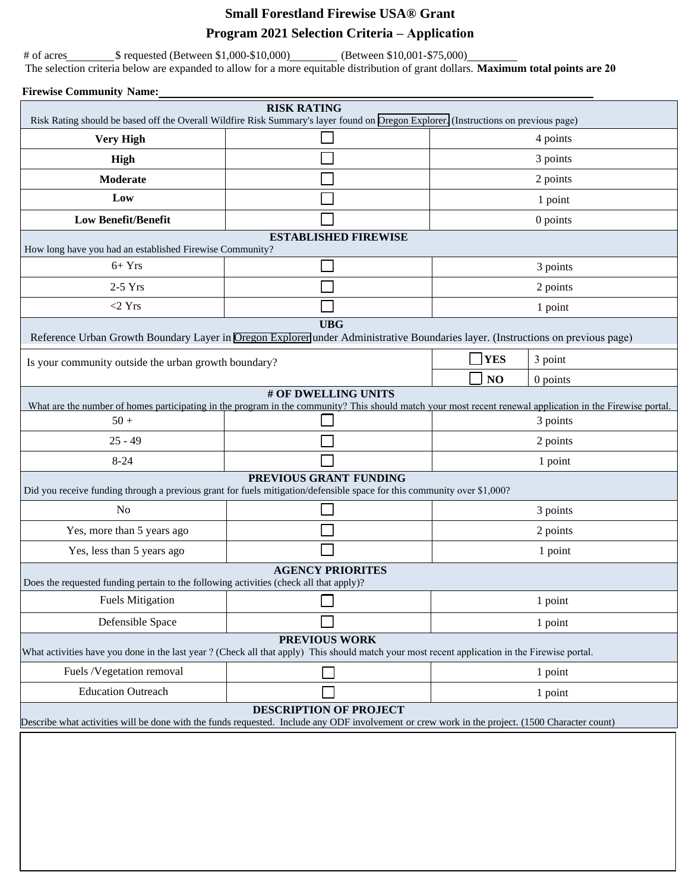## Small Forestland Firewise USA® Grant

## Program 2021 Selection Criteria – Application

\# of acres________ $ requested (Between $1,000-$10,000)________ (Between $10,001-$75,000)________

The selection criteria below are expanded to allow for a more equitable distribution of grant dollars. **Maximum total points are 20**

**Firewise Community Name:**________________________________________________________________

| | | |
|---|---|---|
| **RISK RATING**<br>Risk Rating should be based off the Overall Wildfire Risk Summary's layer found on Oregon Explorer. (Instructions on previous page) | | |
| **Very High** | ☐ | 4 points |
| **High** | ☐ | 3 points |
| **Moderate** | ☐ | 2 points |
| **Low** | ☐ | 1 point |
| **Low Benefit/Benefit** | ☐ | 0 points |
| **ESTABLISHED FIREWISE**<br>How long have you had an established Firewise Community? | | |
| 6+ Yrs | ☐ | 3 points |
| 2-5 Yrs | ☐ | 2 points |
| <2 Yrs | ☐ | 1 point |
| **UBG**<br>Reference Urban Growth Boundary Layer in Oregon Explorer under Administrative Boundaries layer. (Instructions on previous page) | | |
| Is your community outside the urban growth boundary? | ☐ **YES** | 3 point |
| | ☐ **NO** | 0 points |
| **# OF DWELLING UNITS**<br>What are the number of homes participating in the program in the community? This should match your most recent renewal application in the Firewise portal. | | |
| 50 + | ☐ | 3 points |
| 25 - 49 | ☐ | 2 points |
| 8-24 | ☐ | 1 point |
| **PREVIOUS GRANT FUNDING**<br>Did you receive funding through a previous grant for fuels mitigation/defensible space for this community over $1,000? | | |
| No | ☐ | 3 points |
| Yes, more than 5 years ago | ☐ | 2 points |
| Yes, less than 5 years ago | ☐ | 1 point |
| **AGENCY PRIORITES**<br>Does the requested funding pertain to the following activities (check all that apply)? | | |
| Fuels Mitigation | ☐ | 1 point |
| Defensible Space | ☐ | 1 point |
| **PREVIOUS WORK**<br>What activities have you done in the last year ? (Check all that apply) This should match your most recent application in the Firewise portal. | | |
| Fuels /Vegetation removal | ☐ | 1 point |
| Education Outreach | ☐ | 1 point |

**DESCRIPTION OF PROJECT**

Describe what activities will be done with the funds requested. Include any ODF involvement or crew work in the project. (1500 Character count)